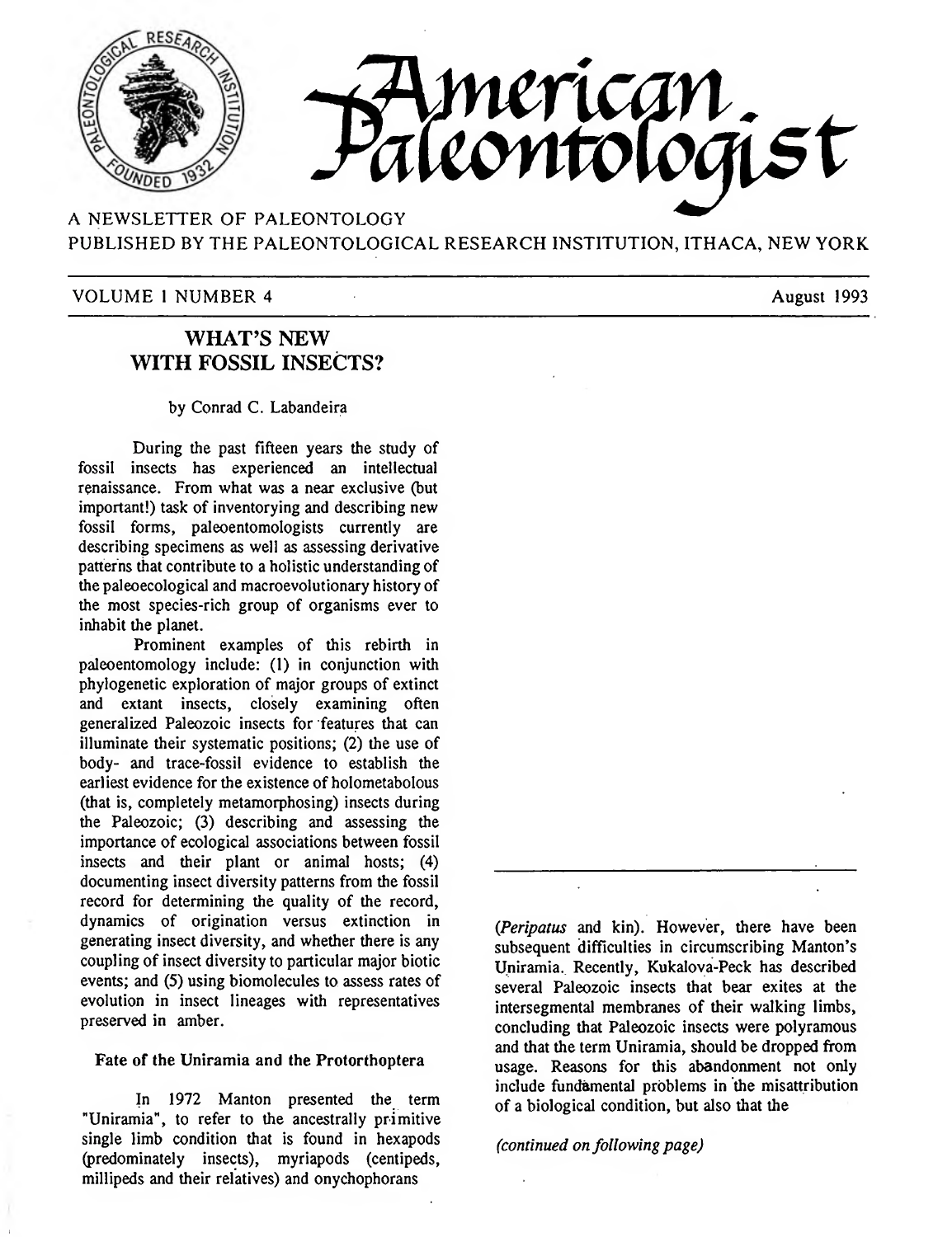# American Paleontologist

A NEWSLETTER OF PALEONTOLOGY
PUBLISHED BY THE PALEONTOLOGICAL RESEARCH INSTITUTION, ITHACA, NEW YORK

VOLUME 1 NUMBER 4 — August 1993

## WHAT'S NEW WITH FOSSIL INSECTS?

by Conrad C. Labandeira

During the past fifteen years the study of fossil insects has experienced an intellectual renaissance. From what was a near exclusive (but important!) task of inventorying and describing new fossil forms, paleoentomologists currently are describing specimens as well as assessing derivative patterns that contribute to a holistic understanding of the paleoecological and macroevolutionary history of the most species-rich group of organisms ever to inhabit the planet.

Prominent examples of this rebirth in paleoentomology include: (1) in conjunction with phylogenetic exploration of major groups of extinct and extant insects, closely examining often generalized Paleozoic insects for features that can illuminate their systematic positions; (2) the use of body- and trace-fossil evidence to establish the earliest evidence for the existence of holometabolous (that is, completely metamorphosing) insects during the Paleozoic; (3) describing and assessing the importance of ecological associations between fossil insects and their plant or animal hosts; (4) documenting insect diversity patterns from the fossil record for determining the quality of the record, dynamics of origination versus extinction in generating insect diversity, and whether there is any coupling of insect diversity to particular major biotic events; and (5) using biomolecules to assess rates of evolution in insect lineages with representatives preserved in amber.

### Fate of the Uniramia and the Protorthoptera

In 1972 Manton presented the term "Uniramia", to refer to the ancestrally primitive single limb condition that is found in hexapods (predominately insects), myriapods (centipeds, millipeds and their relatives) and onychophorans (*Peripatus* and kin). However, there have been subsequent difficulties in circumscribing Manton's Uniramia. Recently, Kukalova-Peck has described several Paleozoic insects that bear exites at the intersegmental membranes of their walking limbs, concluding that Paleozoic insects were polyramous and that the term Uniramia, should be dropped from usage. Reasons for this abandonment not only include fundamental problems in the misattribution of a biological condition, but also that the

*(continued on following page)*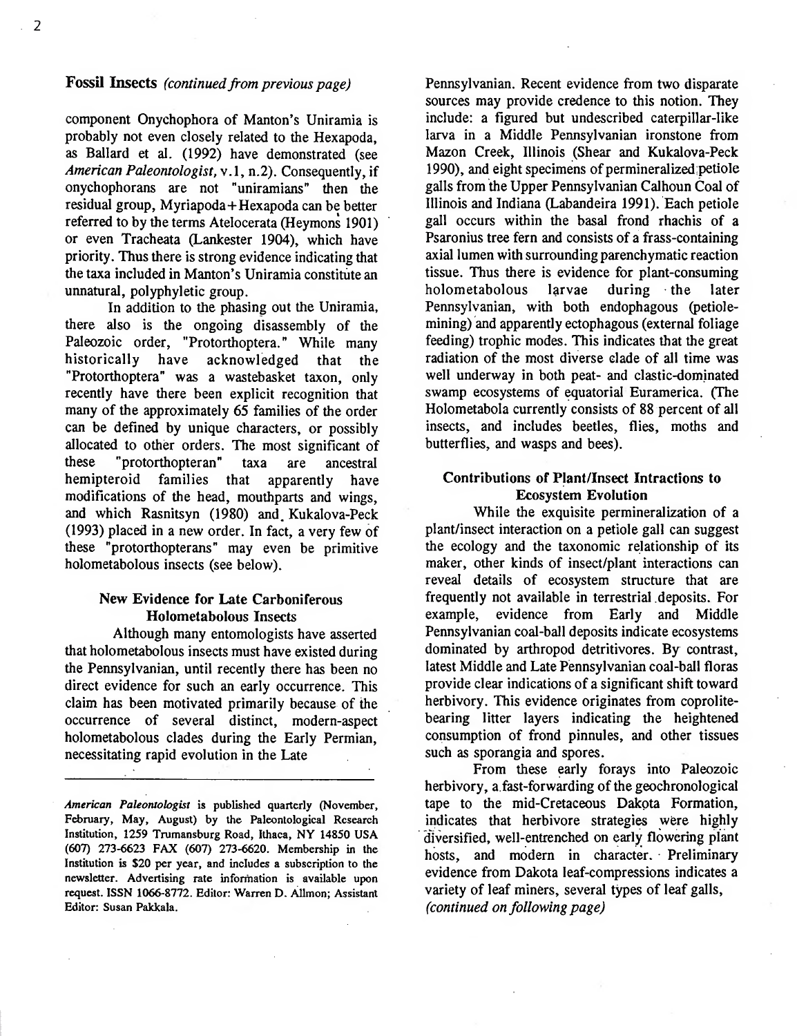## Fossil Insects *(continued from previous page)*

component Onychophora of Manton's Uniramia is probably not even closely related to the Hexapoda, as Ballard et al. (1992) have demonstrated (see *American Paleontologist*, v.1, n.2). Consequently, if onychophorans are not "uniramians" then the residual group, Myriapoda+Hexapoda can be better referred to by the terms Atelocerata (Heymons 1901) or even Tracheata (Lankester 1904), which have priority. Thus there is strong evidence indicating that the taxa included in Manton's Uniramia constitute an unnatural, polyphyletic group.

In addition to the phasing out the Uniramia, there also is the ongoing disassembly of the Paleozoic order, "Protorthoptera." While many historically have acknowledged that the "Protorthoptera" was a wastebasket taxon, only recently have there been explicit recognition that many of the approximately 65 families of the order can be defined by unique characters, or possibly allocated to other orders. The most significant of these "protorthopteran" taxa are ancestral hemipteroid families that apparently have modifications of the head, mouthparts and wings, and which Rasnitsyn (1980) and Kukalova-Peck (1993) placed in a new order. In fact, a very few of these "protorthopterans" may even be primitive holometabolous insects (see below).

### New Evidence for Late Carboniferous Holometabolous Insects

Although many entomologists have asserted that holometabolous insects must have existed during the Pennsylvanian, until recently there has been no direct evidence for such an early occurrence. This claim has been motivated primarily because of the occurrence of several distinct, modern-aspect holometabolous clades during the Early Permian, necessitating rapid evolution in the Late Pennsylvanian. Recent evidence from two disparate sources may provide credence to this notion. They include: a figured but undescribed caterpillar-like larva in a Middle Pennsylvanian ironstone from Mazon Creek, Illinois (Shear and Kukalova-Peck 1990), and eight specimens of permineralized petiole galls from the Upper Pennsylvanian Calhoun Coal of Illinois and Indiana (Labandeira 1991). Each petiole gall occurs within the basal frond rhachis of a Psaronius tree fern and consists of a frass-containing axial lumen with surrounding parenchymatic reaction tissue. Thus there is evidence for plant-consuming holometabolous larvae during the later Pennsylvanian, with both endophagous (petiole-mining) and apparently ectophagous (external foliage feeding) trophic modes. This indicates that the great radiation of the most diverse clade of all time was well underway in both peat- and clastic-dominated swamp ecosystems of equatorial Euramerica. (The Holometabola currently consists of 88 percent of all insects, and includes beetles, flies, moths and butterflies, and wasps and bees).

### Contributions of Plant/Insect Intractions to Ecosystem Evolution

While the exquisite permineralization of a plant/insect interaction on a petiole gall can suggest the ecology and the taxonomic relationship of its maker, other kinds of insect/plant interactions can reveal details of ecosystem structure that are frequently not available in terrestrial deposits. For example, evidence from Early and Middle Pennsylvanian coal-ball deposits indicate ecosystems dominated by arthropod detritivores. By contrast, latest Middle and Late Pennsylvanian coal-ball floras provide clear indications of a significant shift toward herbivory. This evidence originates from coprolite-bearing litter layers indicating the heightened consumption of frond pinnules, and other tissues such as sporangia and spores.

From these early forays into Paleozoic herbivory, a fast-forwarding of the geochronological tape to the mid-Cretaceous Dakota Formation, indicates that herbivore strategies were highly diversified, well-entrenched on early flowering plant hosts, and modern in character. Preliminary evidence from Dakota leaf-compressions indicates a variety of leaf miners, several types of leaf galls,

*(continued on following page)*

---

*American Paleontologist* is published quarterly (November, February, May, August) by the Paleontological Research Institution, 1259 Trumansburg Road, Ithaca, NY 14850 USA (607) 273-6623 FAX (607) 273-6620. Membership in the Institution is $20 per year, and includes a subscription to the newsletter. Advertising rate information is available upon request. ISSN 1066-8772. Editor: Warren D. Allmon; Assistant Editor: Susan Pakkala.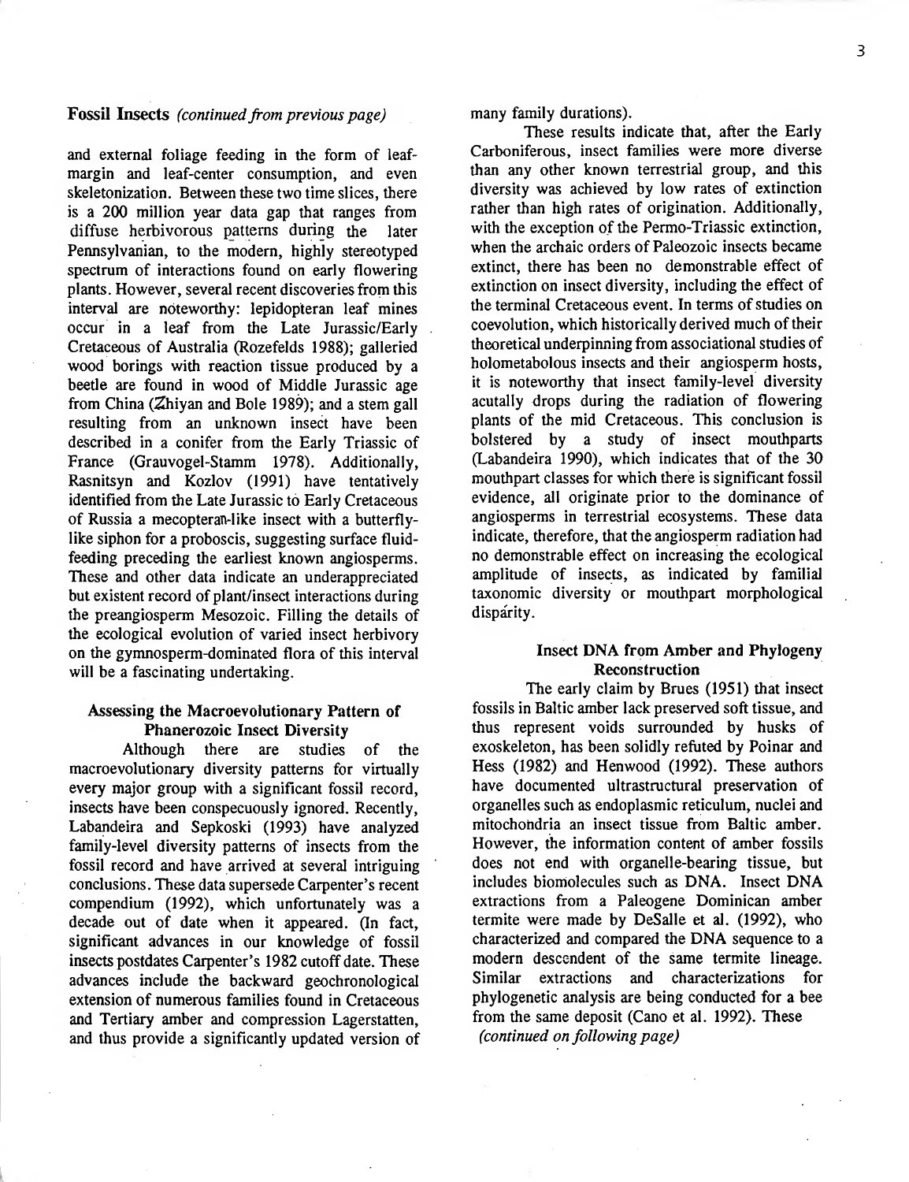**Fossil Insects** *(continued from previous page)*

and external foliage feeding in the form of leaf-margin and leaf-center consumption, and even skeletonization. Between these two time slices, there is a 200 million year data gap that ranges from diffuse herbivorous patterns during the later Pennsylvanian, to the modern, highly stereotyped spectrum of interactions found on early flowering plants. However, several recent discoveries from this interval are noteworthy: lepidopteran leaf mines occur in a leaf from the Late Jurassic/Early Cretaceous of Australia (Rozefelds 1988); galleried wood borings with reaction tissue produced by a beetle are found in wood of Middle Jurassic age from China (Zhiyan and Bole 1989); and a stem gall resulting from an unknown insect have been described in a conifer from the Early Triassic of France (Grauvogel-Stamm 1978). Additionally, Rasnitsyn and Kozlov (1991) have tentatively identified from the Late Jurassic to Early Cretaceous of Russia a mecopteran-like insect with a butterfly-like siphon for a proboscis, suggesting surface fluid-feeding preceding the earliest known angiosperms. These and other data indicate an underappreciated but existent record of plant/insect interactions during the preangiosperm Mesozoic. Filling the details of the ecological evolution of varied insect herbivory on the gymnosperm-dominated flora of this interval will be a fascinating undertaking.

### Assessing the Macroevolutionary Pattern of Phanerozoic Insect Diversity

Although there are studies of the macroevolutionary diversity patterns for virtually every major group with a significant fossil record, insects have been conspecuously ignored. Recently, Labandeira and Sepkoski (1993) have analyzed family-level diversity patterns of insects from the fossil record and have arrived at several intriguing conclusions. These data supersede Carpenter's recent compendium (1992), which unfortunately was a decade out of date when it appeared. (In fact, significant advances in our knowledge of fossil insects postdates Carpenter's 1982 cutoff date. These advances include the backward geochronological extension of numerous families found in Cretaceous and Tertiary amber and compression Lagerstatten, and thus provide a significantly updated version of many family durations).

These results indicate that, after the Early Carboniferous, insect families were more diverse than any other known terrestrial group, and this diversity was achieved by low rates of extinction rather than high rates of origination. Additionally, with the exception of the Permo-Triassic extinction, when the archaic orders of Paleozoic insects became extinct, there has been no demonstrable effect of extinction on insect diversity, including the effect of the terminal Cretaceous event. In terms of studies on coevolution, which historically derived much of their theoretical underpinning from associational studies of holometabolous insects and their angiosperm hosts, it is noteworthy that insect family-level diversity acutally drops during the radiation of flowering plants of the mid Cretaceous. This conclusion is bolstered by a study of insect mouthparts (Labandeira 1990), which indicates that of the 30 mouthpart classes for which there is significant fossil evidence, all originate prior to the dominance of angiosperms in terrestrial ecosystems. These data indicate, therefore, that the angiosperm radiation had no demonstrable effect on increasing the ecological amplitude of insects, as indicated by familial taxonomic diversity or mouthpart morphological disparity.

### Insect DNA from Amber and Phylogeny Reconstruction

The early claim by Brues (1951) that insect fossils in Baltic amber lack preserved soft tissue, and thus represent voids surrounded by husks of exoskeleton, has been solidly refuted by Poinar and Hess (1982) and Henwood (1992). These authors have documented ultrastructural preservation of organelles such as endoplasmic reticulum, nuclei and mitochondria an insect tissue from Baltic amber. However, the information content of amber fossils does not end with organelle-bearing tissue, but includes biomolecules such as DNA. Insect DNA extractions from a Paleogene Dominican amber termite were made by DeSalle et al. (1992), who characterized and compared the DNA sequence to a modern descendent of the same termite lineage. Similar extractions and characterizations for phylogenetic analysis are being conducted for a bee from the same deposit (Cano et al. 1992). These

*(continued on following page)*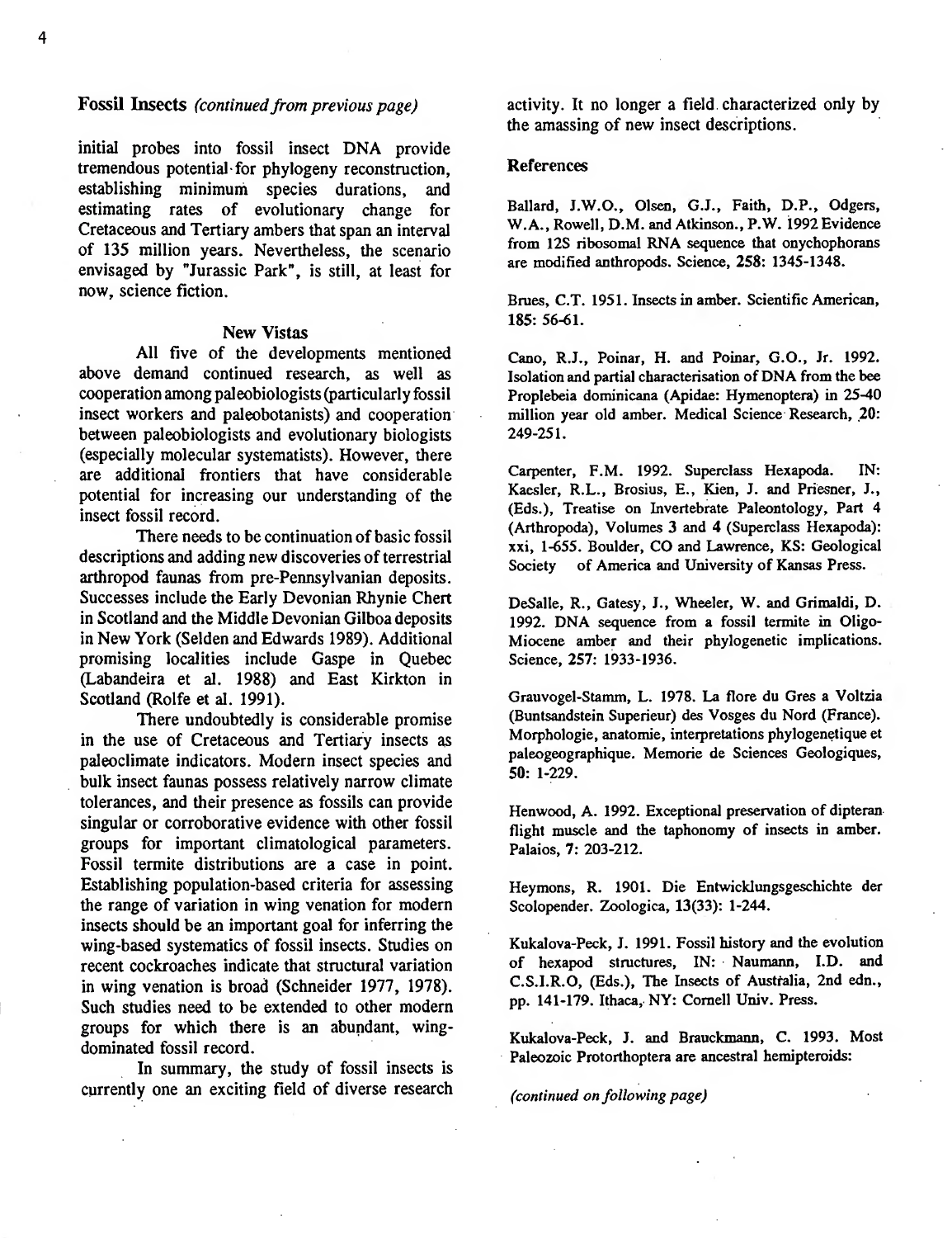## Fossil Insects *(continued from previous page)*

initial probes into fossil insect DNA provide tremendous potential for phylogeny reconstruction, establishing minimum species durations, and estimating rates of evolutionary change for Cretaceous and Tertiary ambers that span an interval of 135 million years. Nevertheless, the scenario envisaged by "Jurassic Park", is still, at least for now, science fiction.

### New Vistas

All five of the developments mentioned above demand continued research, as well as cooperation among paleobiologists (particularly fossil insect workers and paleobotanists) and cooperation between paleobiologists and evolutionary biologists (especially molecular systematists). However, there are additional frontiers that have considerable potential for increasing our understanding of the insect fossil record.

There needs to be continuation of basic fossil descriptions and adding new discoveries of terrestrial arthropod faunas from pre-Pennsylvanian deposits. Successes include the Early Devonian Rhynie Chert in Scotland and the Middle Devonian Gilboa deposits in New York (Selden and Edwards 1989). Additional promising localities include Gaspe in Quebec (Labandeira et al. 1988) and East Kirkton in Scotland (Rolfe et al. 1991).

There undoubtedly is considerable promise in the use of Cretaceous and Tertiary insects as paleoclimate indicators. Modern insect species and bulk insect faunas possess relatively narrow climate tolerances, and their presence as fossils can provide singular or corroborative evidence with other fossil groups for important climatological parameters. Fossil termite distributions are a case in point. Establishing population-based criteria for assessing the range of variation in wing venation for modern insects should be an important goal for inferring the wing-based systematics of fossil insects. Studies on recent cockroaches indicate that structural variation in wing venation is broad (Schneider 1977, 1978). Such studies need to be extended to other modern groups for which there is an abundant, wing-dominated fossil record.

In summary, the study of fossil insects is currently one an exciting field of diverse research activity. It no longer a field characterized only by the amassing of new insect descriptions.

### References

Ballard, J.W.O., Olsen, G.J., Faith, D.P., Odgers, W.A., Rowell, D.M. and Atkinson., P.W. 1992 Evidence from 12S ribosomal RNA sequence that onychophorans are modified anthropods. Science, **258**: 1345-1348.

Brues, C.T. 1951. Insects in amber. Scientific American, **185**: 56-61.

Cano, R.J., Poinar, H. and Poinar, G.O., Jr. 1992. Isolation and partial characterisation of DNA from the bee Proplebeia dominicana (Apidae: Hymenoptera) in 25-40 million year old amber. Medical Science Research, **20**: 249-251.

Carpenter, F.M. 1992. Superclass Hexapoda. IN: Kaesler, R.L., Brosius, E., Kien, J. and Priesner, J., (Eds.), Treatise on Invertebrate Paleontology, Part 4 (Arthropoda), Volumes 3 and 4 (Superclass Hexapoda): xxi, 1-655. Boulder, CO and Lawrence, KS: Geological Society of America and University of Kansas Press.

DeSalle, R., Gatesy, J., Wheeler, W. and Grimaldi, D. 1992. DNA sequence from a fossil termite in Oligo-Miocene amber and their phylogenetic implications. Science, **257**: 1933-1936.

Grauvogel-Stamm, L. 1978. La flore du Gres a Voltzia (Buntsandstein Superieur) des Vosges du Nord (France). Morphologie, anatomie, interpretations phylogenetique et paleogeographique. Memorie de Sciences Geologiques, **50**: 1-229.

Henwood, A. 1992. Exceptional preservation of dipteran flight muscle and the taphonomy of insects in amber. Palaios, **7**: 203-212.

Heymons, R. 1901. Die Entwicklungsgeschichte der Scolopender. Zoologica, 13(33): 1-244.

Kukalova-Peck, J. 1991. Fossil history and the evolution of hexapod structures, IN: Naumann, I.D. and C.S.I.R.O, (Eds.), The Insects of Australia, 2nd edn., pp. 141-179. Ithaca, NY: Cornell Univ. Press.

Kukalova-Peck, J. and Brauckmann, C. 1993. Most Paleozoic Protorthoptera are ancestral hemipteroids:

*(continued on following page)*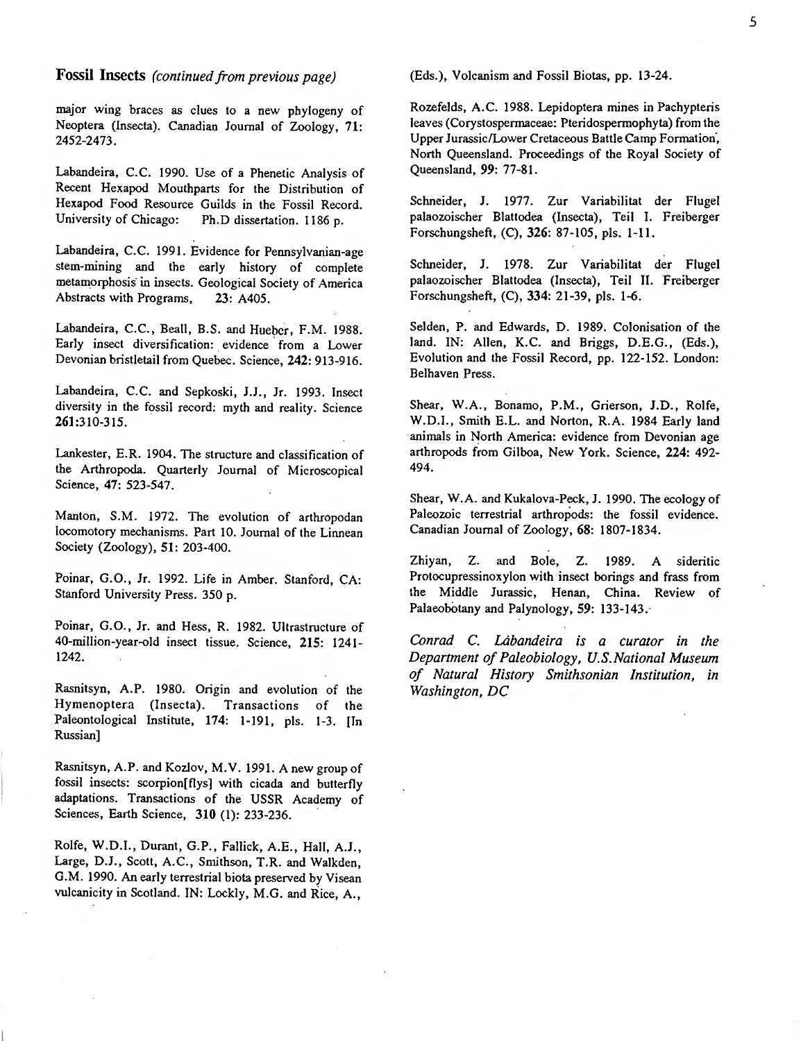## Fossil Insects *(continued from previous page)*

major wing braces as clues to a new phylogeny of Neoptera (Insecta). Canadian Journal of Zoology, **71**: 2452-2473.

Labandeira, C.C. 1990. Use of a Phenetic Analysis of Recent Hexapod Mouthparts for the Distribution of Hexapod Food Resource Guilds in the Fossil Record. University of Chicago: Ph.D dissertation. 1186 p.

Labandeira, C.C. 1991. Evidence for Pennsylvanian-age stem-mining and the early history of complete metamorphosis in insects. Geological Society of America Abstracts with Programs, **23**: A405.

Labandeira, C.C., Beall, B.S. and Hueber, F.M. 1988. Early insect diversification: evidence from a Lower Devonian bristletail from Quebec. Science, **242**: 913-916.

Labandeira, C.C. and Sepkoski, J.J., Jr. 1993. Insect diversity in the fossil record: myth and reality. Science **261**:310-315.

Lankester, E.R. 1904. The structure and classification of the Arthropoda. Quarterly Journal of Microscopical Science, **47**: 523-547.

Manton, S.M. 1972. The evolution of arthropodan locomotory mechanisms. Part 10. Journal of the Linnean Society (Zoology), **51**: 203-400.

Poinar, G.O., Jr. 1992. Life in Amber. Stanford, CA: Stanford University Press. 350 p.

Poinar, G.O., Jr. and Hess, R. 1982. Ultrastructure of 40-million-year-old insect tissue. Science, **215**: 1241-1242.

Rasnitsyn, A.P. 1980. Origin and evolution of the Hymenoptera (Insecta). Transactions of the Paleontological Institute, **174**: 1-191, pls. 1-3. [In Russian]

Rasnitsyn, A.P. and Kozlov, M.V. 1991. A new group of fossil insects: scorpion[flys] with cicada and butterfly adaptations. Transactions of the USSR Academy of Sciences, Earth Science, **310** (1): 233-236.

Rolfe, W.D.I., Durant, G.P., Fallick, A.E., Hall, A.J., Large, D.J., Scott, A.C., Smithson, T.R. and Walkden, G.M. 1990. An early terrestrial biota preserved by Visean vulcanicity in Scotland. IN: Lockly, M.G. and Rice, A., (Eds.), Volcanism and Fossil Biotas, pp. 13-24.

Rozefelds, A.C. 1988. Lepidoptera mines in Pachypteris leaves (Corystospermaceae: Pteridospermophyta) from the Upper Jurassic/Lower Cretaceous Battle Camp Formation, North Queensland. Proceedings of the Royal Society of Queensland, **99**: 77-81.

Schneider, J. 1977. Zur Variabilitat der Flugel palaozoischer Blattodea (Insecta), Teil I. Freiberger Forschungsheft, (C), **326**: 87-105, pls. 1-11.

Schneider, J. 1978. Zur Variabilitat der Flugel palaozoischer Blattodea (Insecta), Teil II. Freiberger Forschungsheft, (C), **334**: 21-39, pls. 1-6.

Selden, P. and Edwards, D. 1989. Colonisation of the land. IN: Allen, K.C. and Briggs, D.E.G., (Eds.), Evolution and the Fossil Record, pp. 122-152. London: Belhaven Press.

Shear, W.A., Bonamo, P.M., Grierson, J.D., Rolfe, W.D.I., Smith E.L. and Norton, R.A. 1984 Early land animals in North America: evidence from Devonian age arthropods from Gilboa, New York. Science, **224**: 492-494.

Shear, W.A. and Kukalova-Peck, J. 1990. The ecology of Paleozoic terrestrial arthropods: the fossil evidence. Canadian Journal of Zoology, **68**: 1807-1834.

Zhiyan, Z. and Bole, Z. 1989. A sideritic Protocupressinoxylon with insect borings and frass from the Middle Jurassic, Henan, China. Review of Palaeobotany and Palynology, **59**: 133-143.

*Conrad C. Labandeira is a curator in the Department of Paleobiology, U.S.National Museum of Natural History Smithsonian Institution, in Washington, DC*